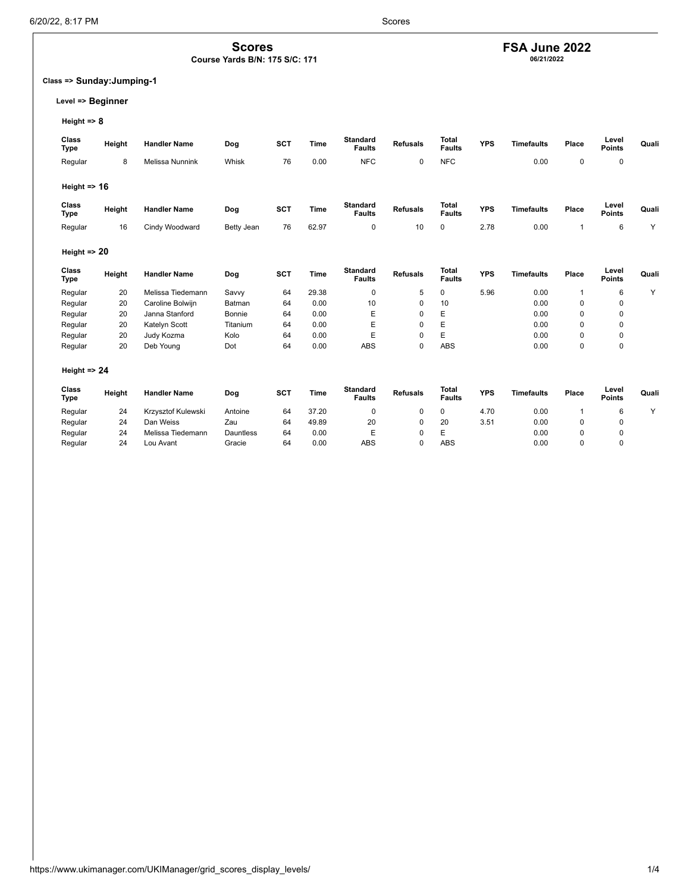# Scores

**Course Yards B/N: 175 S/C: 171**

## FSA June 2022

**06/21/2022**

**Class => Sunday:Jumping-1**

**Level => Beginner**

**Height => 8**

| Class Type | Height | Handler Name | Dog | SCT | Time | Standard Faults | Refusals | Total Faults | YPS | Timefaults | Place | Level Points | Quali |
|---|---|---|---|---|---|---|---|---|---|---|---|---|---|
| Regular | 8 | Melissa Nunnink | Whisk | 76 | 0.00 | NFC | 0 | NFC | | 0.00 | 0 | 0 | |

**Height => 16**

| Class Type | Height | Handler Name | Dog | SCT | Time | Standard Faults | Refusals | Total Faults | YPS | Timefaults | Place | Level Points | Quali |
|---|---|---|---|---|---|---|---|---|---|---|---|---|---|
| Regular | 16 | Cindy Woodward | Betty Jean | 76 | 62.97 | 0 | 10 | 0 | 2.78 | 0.00 | 1 | 6 | Y |

**Height => 20**

| Class Type | Height | Handler Name | Dog | SCT | Time | Standard Faults | Refusals | Total Faults | YPS | Timefaults | Place | Level Points | Quali |
|---|---|---|---|---|---|---|---|---|---|---|---|---|---|
| Regular | 20 | Melissa Tiedemann | Savvy | 64 | 29.38 | 0 | 5 | 0 | 5.96 | 0.00 | 1 | 6 | Y |
| Regular | 20 | Caroline Bolwijn | Batman | 64 | 0.00 | 10 | 0 | 10 | | 0.00 | 0 | 0 | |
| Regular | 20 | Janna Stanford | Bonnie | 64 | 0.00 | E | 0 | E | | 0.00 | 0 | 0 | |
| Regular | 20 | Katelyn Scott | Titanium | 64 | 0.00 | E | 0 | E | | 0.00 | 0 | 0 | |
| Regular | 20 | Judy Kozma | Kolo | 64 | 0.00 | E | 0 | E | | 0.00 | 0 | 0 | |
| Regular | 20 | Deb Young | Dot | 64 | 0.00 | ABS | 0 | ABS | | 0.00 | 0 | 0 | |

**Height => 24**

| Class Type | Height | Handler Name | Dog | SCT | Time | Standard Faults | Refusals | Total Faults | YPS | Timefaults | Place | Level Points | Quali |
|---|---|---|---|---|---|---|---|---|---|---|---|---|---|
| Regular | 24 | Krzysztof Kulewski | Antoine | 64 | 37.20 | 0 | 0 | 0 | 4.70 | 0.00 | 1 | 6 | Y |
| Regular | 24 | Dan Weiss | Zau | 64 | 49.89 | 20 | 0 | 20 | 3.51 | 0.00 | 0 | 0 | |
| Regular | 24 | Melissa Tiedemann | Dauntless | 64 | 0.00 | E | 0 | E | | 0.00 | 0 | 0 | |
| Regular | 24 | Lou Avant | Gracie | 64 | 0.00 | ABS | 0 | ABS | | 0.00 | 0 | 0 | |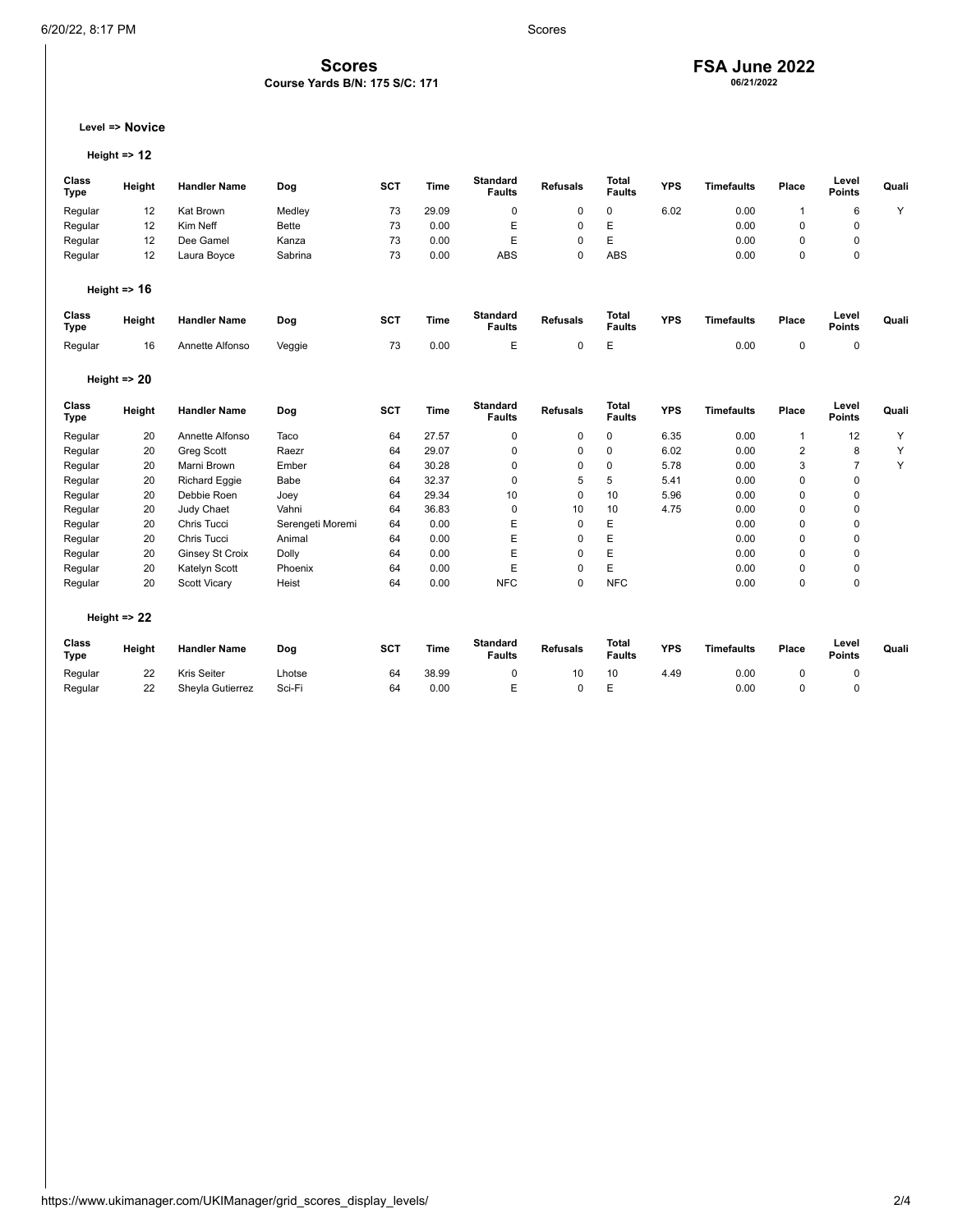# Scores

**Course Yards B/N: 175 S/C: 171**

## FSA June 2022

**06/21/2022**

**Level => Novice**

**Height => 12**

| Class Type | Height | Handler Name | Dog | SCT | Time | Standard Faults | Refusals | Total Faults | YPS | Timefaults | Place | Level Points | Quali |
|---|---|---|---|---|---|---|---|---|---|---|---|---|---|
| Regular | 12 | Kat Brown | Medley | 73 | 29.09 | 0 | 0 | 0 | 6.02 | 0.00 | 1 | 6 | Y |
| Regular | 12 | Kim Neff | Bette | 73 | 0.00 | E | 0 | E | | 0.00 | 0 | 0 | |
| Regular | 12 | Dee Gamel | Kanza | 73 | 0.00 | E | 0 | E | | 0.00 | 0 | 0 | |
| Regular | 12 | Laura Boyce | Sabrina | 73 | 0.00 | ABS | 0 | ABS | | 0.00 | 0 | 0 | |

**Height => 16**

| Class Type | Height | Handler Name | Dog | SCT | Time | Standard Faults | Refusals | Total Faults | YPS | Timefaults | Place | Level Points | Quali |
|---|---|---|---|---|---|---|---|---|---|---|---|---|---|
| Regular | 16 | Annette Alfonso | Veggie | 73 | 0.00 | E | 0 | E | | 0.00 | 0 | 0 | |

**Height => 20**

| Class Type | Height | Handler Name | Dog | SCT | Time | Standard Faults | Refusals | Total Faults | YPS | Timefaults | Place | Level Points | Quali |
|---|---|---|---|---|---|---|---|---|---|---|---|---|---|
| Regular | 20 | Annette Alfonso | Taco | 64 | 27.57 | 0 | 0 | 0 | 6.35 | 0.00 | 1 | 12 | Y |
| Regular | 20 | Greg Scott | Raezr | 64 | 29.07 | 0 | 0 | 0 | 6.02 | 0.00 | 2 | 8 | Y |
| Regular | 20 | Marni Brown | Ember | 64 | 30.28 | 0 | 0 | 0 | 5.78 | 0.00 | 3 | 7 | Y |
| Regular | 20 | Richard Eggie | Babe | 64 | 32.37 | 0 | 5 | 5 | 5.41 | 0.00 | 0 | 0 | |
| Regular | 20 | Debbie Roen | Joey | 64 | 29.34 | 10 | 0 | 10 | 5.96 | 0.00 | 0 | 0 | |
| Regular | 20 | Judy Chaet | Vahni | 64 | 36.83 | 0 | 10 | 10 | 4.75 | 0.00 | 0 | 0 | |
| Regular | 20 | Chris Tucci | Serengeti Moremi | 64 | 0.00 | E | 0 | E | | 0.00 | 0 | 0 | |
| Regular | 20 | Chris Tucci | Animal | 64 | 0.00 | E | 0 | E | | 0.00 | 0 | 0 | |
| Regular | 20 | Ginsey St Croix | Dolly | 64 | 0.00 | E | 0 | E | | 0.00 | 0 | 0 | |
| Regular | 20 | Katelyn Scott | Phoenix | 64 | 0.00 | E | 0 | E | | 0.00 | 0 | 0 | |
| Regular | 20 | Scott Vicary | Heist | 64 | 0.00 | NFC | 0 | NFC | | 0.00 | 0 | 0 | |

**Height => 22**

| Class Type | Height | Handler Name | Dog | SCT | Time | Standard Faults | Refusals | Total Faults | YPS | Timefaults | Place | Level Points | Quali |
|---|---|---|---|---|---|---|---|---|---|---|---|---|---|
| Regular | 22 | Kris Seiter | Lhotse | 64 | 38.99 | 0 | 10 | 10 | 4.49 | 0.00 | 0 | 0 | |
| Regular | 22 | Sheyla Gutierrez | Sci-Fi | 64 | 0.00 | E | 0 | E | | 0.00 | 0 | 0 | |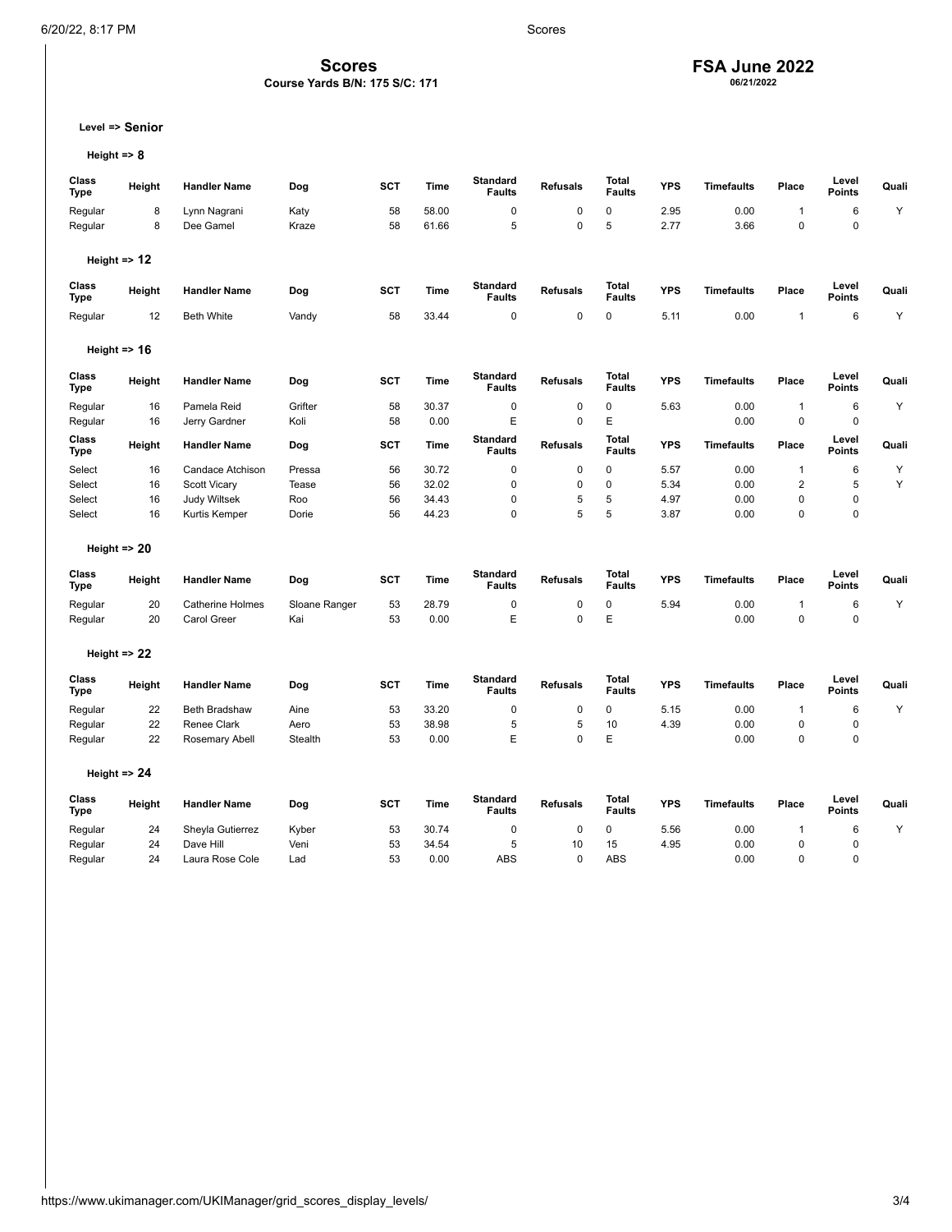# Scores

**Course Yards B/N: 175 S/C: 171**

## FSA June 2022

**06/21/2022**

**Level => Senior**

### Height => 8

| Class Type | Height | Handler Name | Dog | SCT | Time | Standard Faults | Refusals | Total Faults | YPS | Timefaults | Place | Level Points | Quali |
|---|---|---|---|---|---|---|---|---|---|---|---|---|---|
| Regular | 8 | Lynn Nagrani | Katy | 58 | 58.00 | 0 | 0 | 0 | 2.95 | 0.00 | 1 | 6 | Y |
| Regular | 8 | Dee Gamel | Kraze | 58 | 61.66 | 5 | 0 | 5 | 2.77 | 3.66 | 0 | 0 | |

### Height => 12

| Class Type | Height | Handler Name | Dog | SCT | Time | Standard Faults | Refusals | Total Faults | YPS | Timefaults | Place | Level Points | Quali |
|---|---|---|---|---|---|---|---|---|---|---|---|---|---|
| Regular | 12 | Beth White | Vandy | 58 | 33.44 | 0 | 0 | 0 | 5.11 | 0.00 | 1 | 6 | Y |

### Height => 16

| Class Type | Height | Handler Name | Dog | SCT | Time | Standard Faults | Refusals | Total Faults | YPS | Timefaults | Place | Level Points | Quali |
|---|---|---|---|---|---|---|---|---|---|---|---|---|---|
| Regular | 16 | Pamela Reid | Grifter | 58 | 30.37 | 0 | 0 | 0 | 5.63 | 0.00 | 1 | 6 | Y |
| Regular | 16 | Jerry Gardner | Koli | 58 | 0.00 | E | 0 | E | | 0.00 | 0 | 0 | |

| Class Type | Height | Handler Name | Dog | SCT | Time | Standard Faults | Refusals | Total Faults | YPS | Timefaults | Place | Level Points | Quali |
|---|---|---|---|---|---|---|---|---|---|---|---|---|---|
| Select | 16 | Candace Atchison | Pressa | 56 | 30.72 | 0 | 0 | 0 | 5.57 | 0.00 | 1 | 6 | Y |
| Select | 16 | Scott Vicary | Tease | 56 | 32.02 | 0 | 0 | 0 | 5.34 | 0.00 | 2 | 5 | Y |
| Select | 16 | Judy Wiltsek | Roo | 56 | 34.43 | 0 | 5 | 5 | 4.97 | 0.00 | 0 | 0 | |
| Select | 16 | Kurtis Kemper | Dorie | 56 | 44.23 | 0 | 5 | 5 | 3.87 | 0.00 | 0 | 0 | |

### Height => 20

| Class Type | Height | Handler Name | Dog | SCT | Time | Standard Faults | Refusals | Total Faults | YPS | Timefaults | Place | Level Points | Quali |
|---|---|---|---|---|---|---|---|---|---|---|---|---|---|
| Regular | 20 | Catherine Holmes | Sloane Ranger | 53 | 28.79 | 0 | 0 | 0 | 5.94 | 0.00 | 1 | 6 | Y |
| Regular | 20 | Carol Greer | Kai | 53 | 0.00 | E | 0 | E | | 0.00 | 0 | 0 | |

### Height => 22

| Class Type | Height | Handler Name | Dog | SCT | Time | Standard Faults | Refusals | Total Faults | YPS | Timefaults | Place | Level Points | Quali |
|---|---|---|---|---|---|---|---|---|---|---|---|---|---|
| Regular | 22 | Beth Bradshaw | Aine | 53 | 33.20 | 0 | 0 | 0 | 5.15 | 0.00 | 1 | 6 | Y |
| Regular | 22 | Renee Clark | Aero | 53 | 38.98 | 5 | 5 | 10 | 4.39 | 0.00 | 0 | 0 | |
| Regular | 22 | Rosemary Abell | Stealth | 53 | 0.00 | E | 0 | E | | 0.00 | 0 | 0 | |

### Height => 24

| Class Type | Height | Handler Name | Dog | SCT | Time | Standard Faults | Refusals | Total Faults | YPS | Timefaults | Place | Level Points | Quali |
|---|---|---|---|---|---|---|---|---|---|---|---|---|---|
| Regular | 24 | Sheyla Gutierrez | Kyber | 53 | 30.74 | 0 | 0 | 0 | 5.56 | 0.00 | 1 | 6 | Y |
| Regular | 24 | Dave Hill | Veni | 53 | 34.54 | 5 | 10 | 15 | 4.95 | 0.00 | 0 | 0 | |
| Regular | 24 | Laura Rose Cole | Lad | 53 | 0.00 | ABS | 0 | ABS | | 0.00 | 0 | 0 | |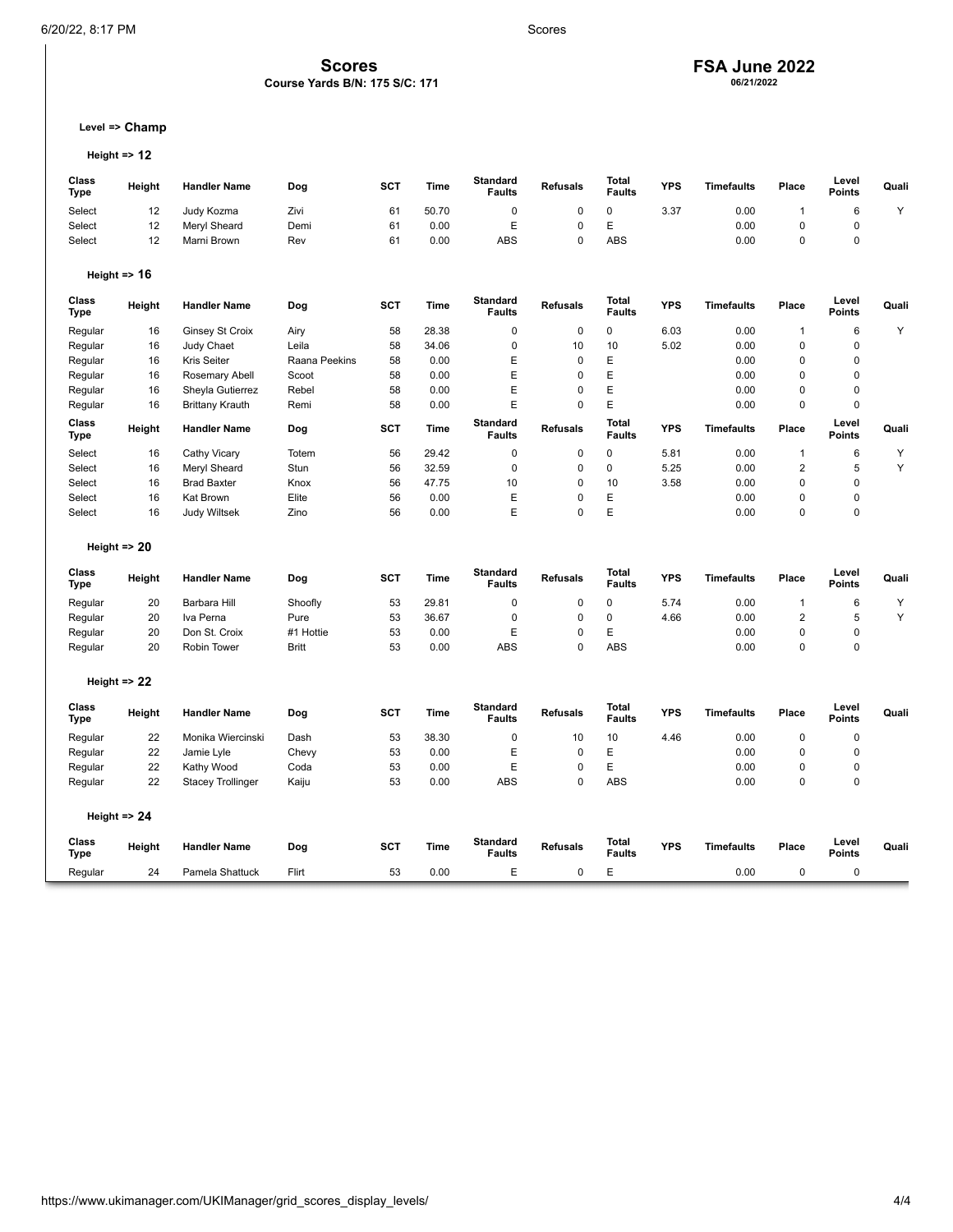# Scores

**Course Yards B/N: 175 S/C: 171**

## FSA June 2022

**06/21/2022**

**Level => Champ**

**Height => 12**

| Class Type | Height | Handler Name | Dog | SCT | Time | Standard Faults | Refusals | Total Faults | YPS | Timefaults | Place | Level Points | Quali |
|---|---|---|---|---|---|---|---|---|---|---|---|---|---|
| Select | 12 | Judy Kozma | Zivi | 61 | 50.70 | 0 | 0 | 0 | 3.37 | 0.00 | 1 | 6 | Y |
| Select | 12 | Meryl Sheard | Demi | 61 | 0.00 | E | 0 | E | | 0.00 | 0 | 0 | |
| Select | 12 | Marni Brown | Rev | 61 | 0.00 | ABS | 0 | ABS | | 0.00 | 0 | 0 | |

**Height => 16**

| Class Type | Height | Handler Name | Dog | SCT | Time | Standard Faults | Refusals | Total Faults | YPS | Timefaults | Place | Level Points | Quali |
|---|---|---|---|---|---|---|---|---|---|---|---|---|---|
| Regular | 16 | Ginsey St Croix | Airy | 58 | 28.38 | 0 | 0 | 0 | 6.03 | 0.00 | 1 | 6 | Y |
| Regular | 16 | Judy Chaet | Leila | 58 | 34.06 | 0 | 10 | 10 | 5.02 | 0.00 | 0 | 0 | |
| Regular | 16 | Kris Seiter | Raana Peekins | 58 | 0.00 | E | 0 | E | | 0.00 | 0 | 0 | |
| Regular | 16 | Rosemary Abell | Scoot | 58 | 0.00 | E | 0 | E | | 0.00 | 0 | 0 | |
| Regular | 16 | Sheyla Gutierrez | Rebel | 58 | 0.00 | E | 0 | E | | 0.00 | 0 | 0 | |
| Regular | 16 | Brittany Krauth | Remi | 58 | 0.00 | E | 0 | E | | 0.00 | 0 | 0 | |

| Class Type | Height | Handler Name | Dog | SCT | Time | Standard Faults | Refusals | Total Faults | YPS | Timefaults | Place | Level Points | Quali |
|---|---|---|---|---|---|---|---|---|---|---|---|---|---|
| Select | 16 | Cathy Vicary | Totem | 56 | 29.42 | 0 | 0 | 0 | 5.81 | 0.00 | 1 | 6 | Y |
| Select | 16 | Meryl Sheard | Stun | 56 | 32.59 | 0 | 0 | 0 | 5.25 | 0.00 | 2 | 5 | Y |
| Select | 16 | Brad Baxter | Knox | 56 | 47.75 | 10 | 0 | 10 | 3.58 | 0.00 | 0 | 0 | |
| Select | 16 | Kat Brown | Elite | 56 | 0.00 | E | 0 | E | | 0.00 | 0 | 0 | |
| Select | 16 | Judy Wiltsek | Zino | 56 | 0.00 | E | 0 | E | | 0.00 | 0 | 0 | |

**Height => 20**

| Class Type | Height | Handler Name | Dog | SCT | Time | Standard Faults | Refusals | Total Faults | YPS | Timefaults | Place | Level Points | Quali |
|---|---|---|---|---|---|---|---|---|---|---|---|---|---|
| Regular | 20 | Barbara Hill | Shoofly | 53 | 29.81 | 0 | 0 | 0 | 5.74 | 0.00 | 1 | 6 | Y |
| Regular | 20 | Iva Perna | Pure | 53 | 36.67 | 0 | 0 | 0 | 4.66 | 0.00 | 2 | 5 | Y |
| Regular | 20 | Don St. Croix | #1 Hottie | 53 | 0.00 | E | 0 | E | | 0.00 | 0 | 0 | |
| Regular | 20 | Robin Tower | Britt | 53 | 0.00 | ABS | 0 | ABS | | 0.00 | 0 | 0 | |

**Height => 22**

| Class Type | Height | Handler Name | Dog | SCT | Time | Standard Faults | Refusals | Total Faults | YPS | Timefaults | Place | Level Points | Quali |
|---|---|---|---|---|---|---|---|---|---|---|---|---|---|
| Regular | 22 | Monika Wiercinski | Dash | 53 | 38.30 | 0 | 10 | 10 | 4.46 | 0.00 | 0 | 0 | |
| Regular | 22 | Jamie Lyle | Chevy | 53 | 0.00 | E | 0 | E | | 0.00 | 0 | 0 | |
| Regular | 22 | Kathy Wood | Coda | 53 | 0.00 | E | 0 | E | | 0.00 | 0 | 0 | |
| Regular | 22 | Stacey Trollinger | Kaiju | 53 | 0.00 | ABS | 0 | ABS | | 0.00 | 0 | 0 | |

**Height => 24**

| Class Type | Height | Handler Name | Dog | SCT | Time | Standard Faults | Refusals | Total Faults | YPS | Timefaults | Place | Level Points | Quali |
|---|---|---|---|---|---|---|---|---|---|---|---|---|---|
| Regular | 24 | Pamela Shattuck | Flirt | 53 | 0.00 | E | 0 | E | | 0.00 | 0 | 0 | |